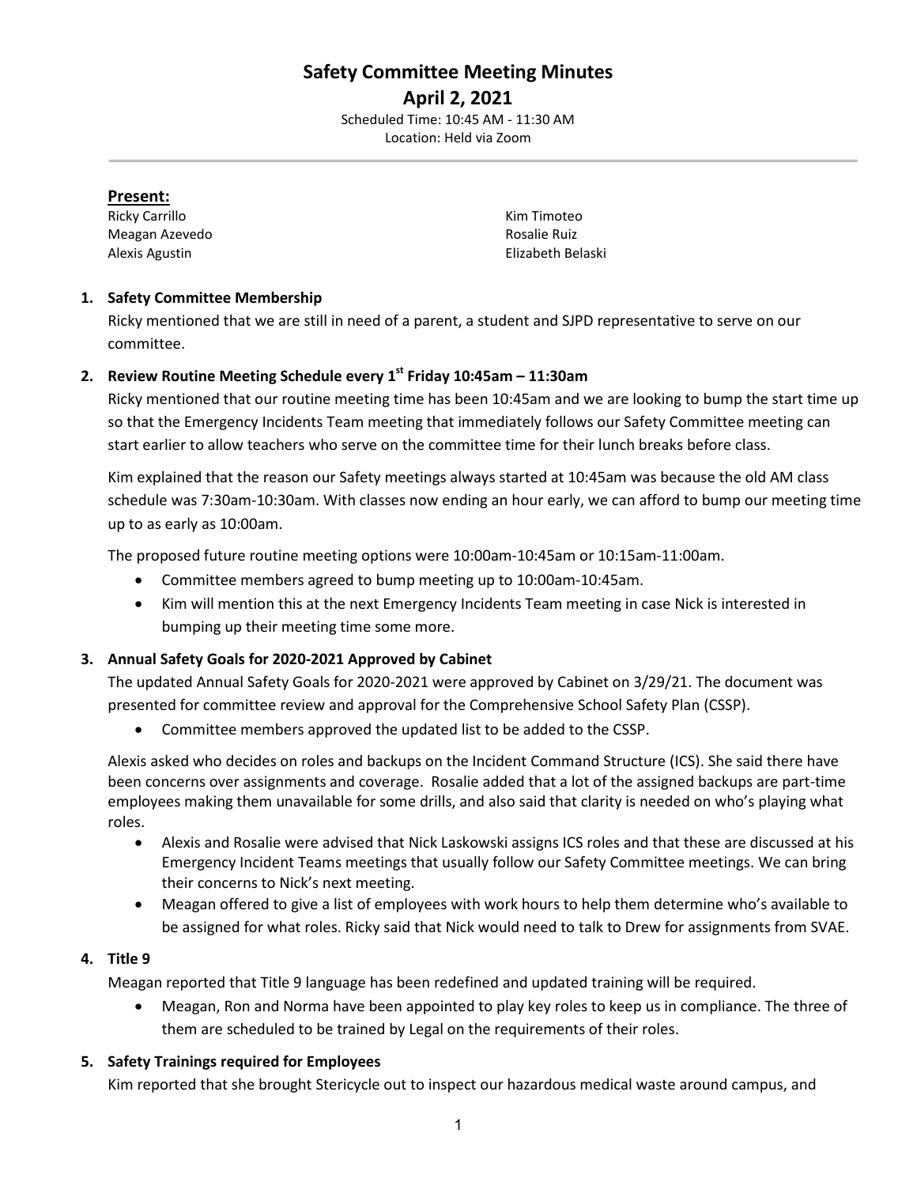# Safety Committee Meeting Minutes

## April 2, 2021

Scheduled Time: 10:45 AM - 11:30 AM
Location: Held via Zoom

**Present:**

Ricky Carrillo
Meagan Azevedo
Alexis Agustin
Kim Timoteo
Rosalie Ruiz
Elizabeth Belaski

1. **Safety Committee Membership**

   Ricky mentioned that we are still in need of a parent, a student and SJPD representative to serve on our committee.

2. **Review Routine Meeting Schedule every 1st Friday 10:45am – 11:30am**

   Ricky mentioned that our routine meeting time has been 10:45am and we are looking to bump the start time up so that the Emergency Incidents Team meeting that immediately follows our Safety Committee meeting can start earlier to allow teachers who serve on the committee time for their lunch breaks before class.

   Kim explained that the reason our Safety meetings always started at 10:45am was because the old AM class schedule was 7:30am-10:30am. With classes now ending an hour early, we can afford to bump our meeting time up to as early as 10:00am.

   The proposed future routine meeting options were 10:00am-10:45am or 10:15am-11:00am.

   - Committee members agreed to bump meeting up to 10:00am-10:45am.
   - Kim will mention this at the next Emergency Incidents Team meeting in case Nick is interested in bumping up their meeting time some more.

3. **Annual Safety Goals for 2020-2021 Approved by Cabinet**

   The updated Annual Safety Goals for 2020-2021 were approved by Cabinet on 3/29/21. The document was presented for committee review and approval for the Comprehensive School Safety Plan (CSSP).

   - Committee members approved the updated list to be added to the CSSP.

   Alexis asked who decides on roles and backups on the Incident Command Structure (ICS). She said there have been concerns over assignments and coverage. Rosalie added that a lot of the assigned backups are part-time employees making them unavailable for some drills, and also said that clarity is needed on who's playing what roles.

   - Alexis and Rosalie were advised that Nick Laskowski assigns ICS roles and that these are discussed at his Emergency Incident Teams meetings that usually follow our Safety Committee meetings. We can bring their concerns to Nick's next meeting.
   - Meagan offered to give a list of employees with work hours to help them determine who's available to be assigned for what roles. Ricky said that Nick would need to talk to Drew for assignments from SVAE.

4. **Title 9**

   Meagan reported that Title 9 language has been redefined and updated training will be required.

   - Meagan, Ron and Norma have been appointed to play key roles to keep us in compliance. The three of them are scheduled to be trained by Legal on the requirements of their roles.

5. **Safety Trainings required for Employees**

   Kim reported that she brought Stericycle out to inspect our hazardous medical waste around campus, and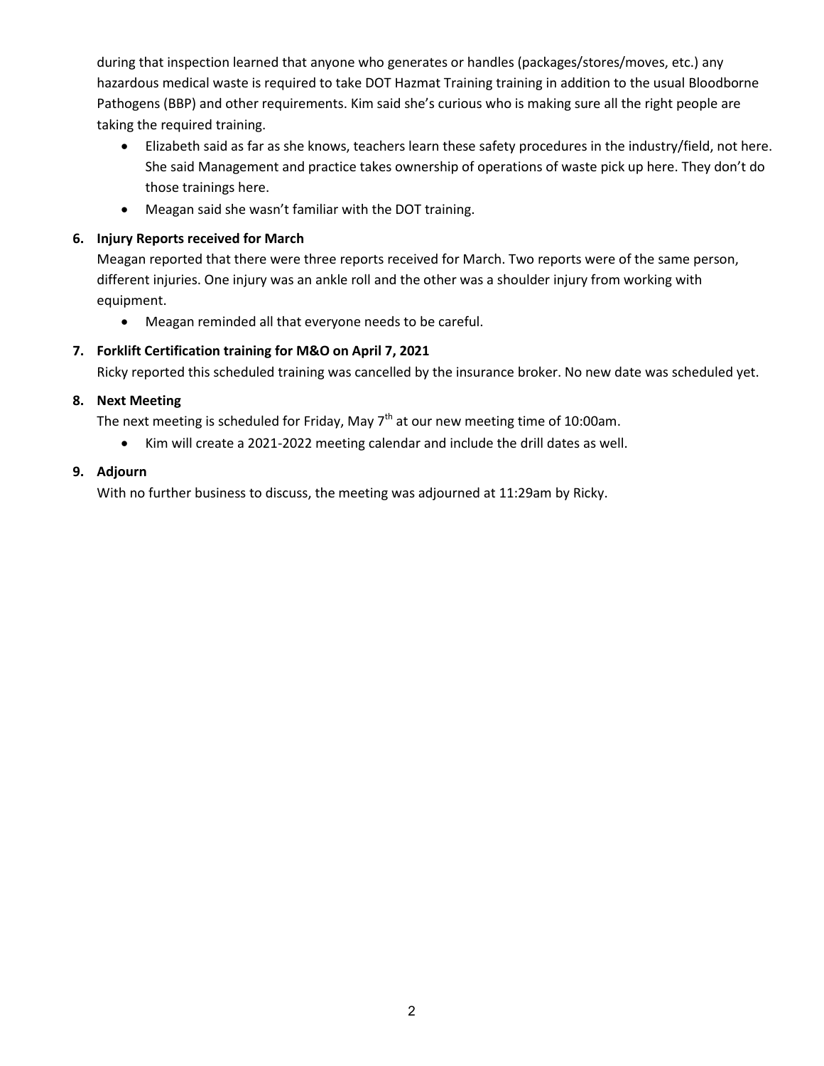during that inspection learned that anyone who generates or handles (packages/stores/moves, etc.) any hazardous medical waste is required to take DOT Hazmat Training training in addition to the usual Bloodborne Pathogens (BBP) and other requirements. Kim said she's curious who is making sure all the right people are taking the required training.

- Elizabeth said as far as she knows, teachers learn these safety procedures in the industry/field, not here. She said Management and practice takes ownership of operations of waste pick up here. They don't do those trainings here.
- Meagan said she wasn't familiar with the DOT training.

**6. Injury Reports received for March**

Meagan reported that there were three reports received for March. Two reports were of the same person, different injuries. One injury was an ankle roll and the other was a shoulder injury from working with equipment.

- Meagan reminded all that everyone needs to be careful.

**7. Forklift Certification training for M&O on April 7, 2021**

Ricky reported this scheduled training was cancelled by the insurance broker. No new date was scheduled yet.

**8. Next Meeting**

The next meeting is scheduled for Friday, May 7th at our new meeting time of 10:00am.

- Kim will create a 2021-2022 meeting calendar and include the drill dates as well.

**9. Adjourn**

With no further business to discuss, the meeting was adjourned at 11:29am by Ricky.